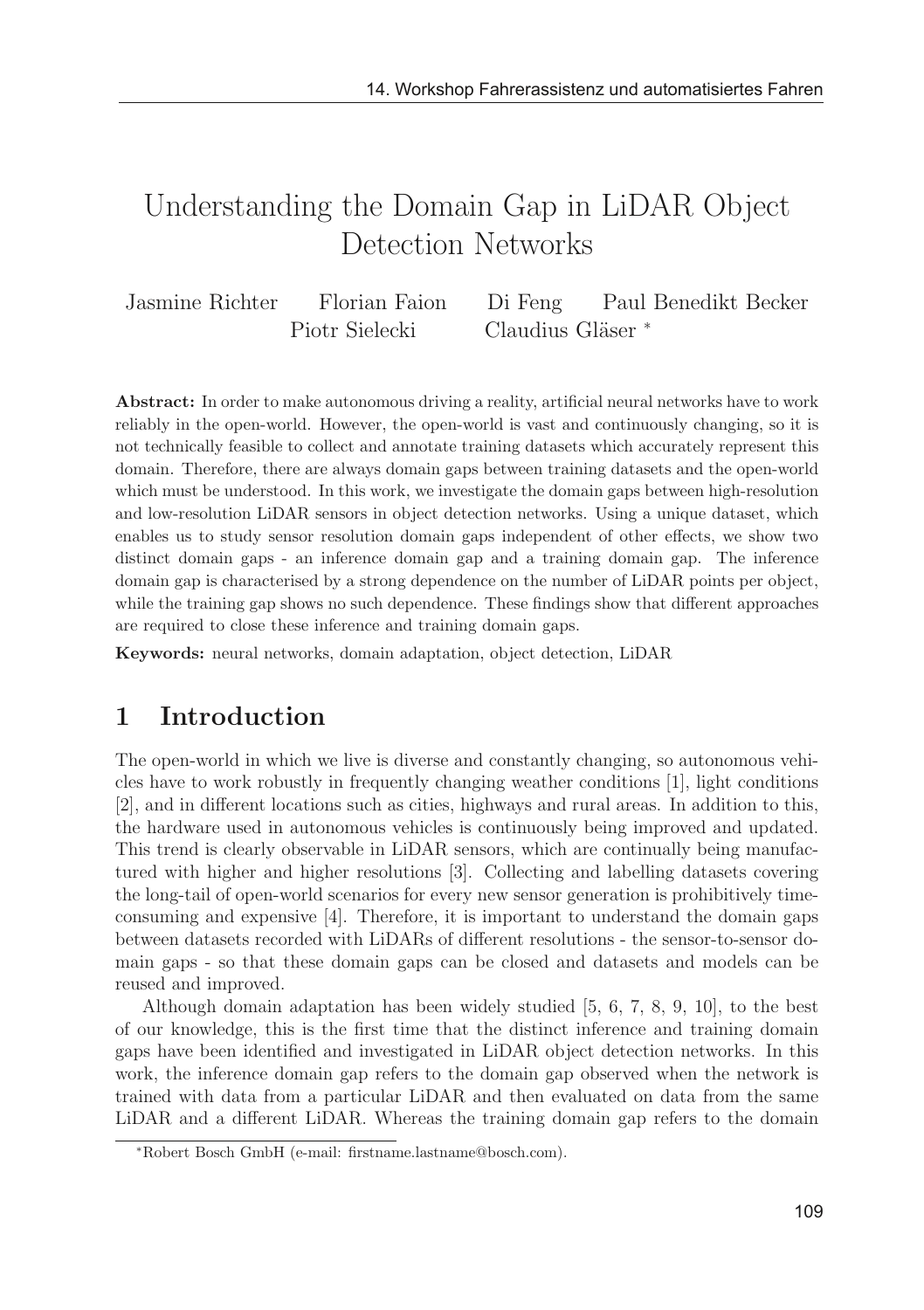# Understanding the Domain Gap in LiDAR Object Detection Networks

Jasmine Richter Florian Faion Di Feng Paul Benedikt Becker
Piotr Sielecki Claudius Gläser *

**Abstract:** In order to make autonomous driving a reality, artificial neural networks have to work reliably in the open-world. However, the open-world is vast and continuously changing, so it is not technically feasible to collect and annotate training datasets which accurately represent this domain. Therefore, there are always domain gaps between training datasets and the open-world which must be understood. In this work, we investigate the domain gaps between high-resolution and low-resolution LiDAR sensors in object detection networks. Using a unique dataset, which enables us to study sensor resolution domain gaps independent of other effects, we show two distinct domain gaps - an inference domain gap and a training domain gap. The inference domain gap is characterised by a strong dependence on the number of LiDAR points per object, while the training gap shows no such dependence. These findings show that different approaches are required to close these inference and training domain gaps.

**Keywords:** neural networks, domain adaptation, object detection, LiDAR

## 1 Introduction

The open-world in which we live is diverse and constantly changing, so autonomous vehicles have to work robustly in frequently changing weather conditions [1], light conditions [2], and in different locations such as cities, highways and rural areas. In addition to this, the hardware used in autonomous vehicles is continuously being improved and updated. This trend is clearly observable in LiDAR sensors, which are continually being manufactured with higher and higher resolutions [3]. Collecting and labelling datasets covering the long-tail of open-world scenarios for every new sensor generation is prohibitively time-consuming and expensive [4]. Therefore, it is important to understand the domain gaps between datasets recorded with LiDARs of different resolutions - the sensor-to-sensor domain gaps - so that these domain gaps can be closed and datasets and models can be reused and improved.

Although domain adaptation has been widely studied [5, 6, 7, 8, 9, 10], to the best of our knowledge, this is the first time that the distinct inference and training domain gaps have been identified and investigated in LiDAR object detection networks. In this work, the inference domain gap refers to the domain gap observed when the network is trained with data from a particular LiDAR and then evaluated on data from the same LiDAR and a different LiDAR. Whereas the training domain gap refers to the domain

*Robert Bosch GmbH (e-mail: firstname.lastname@bosch.com).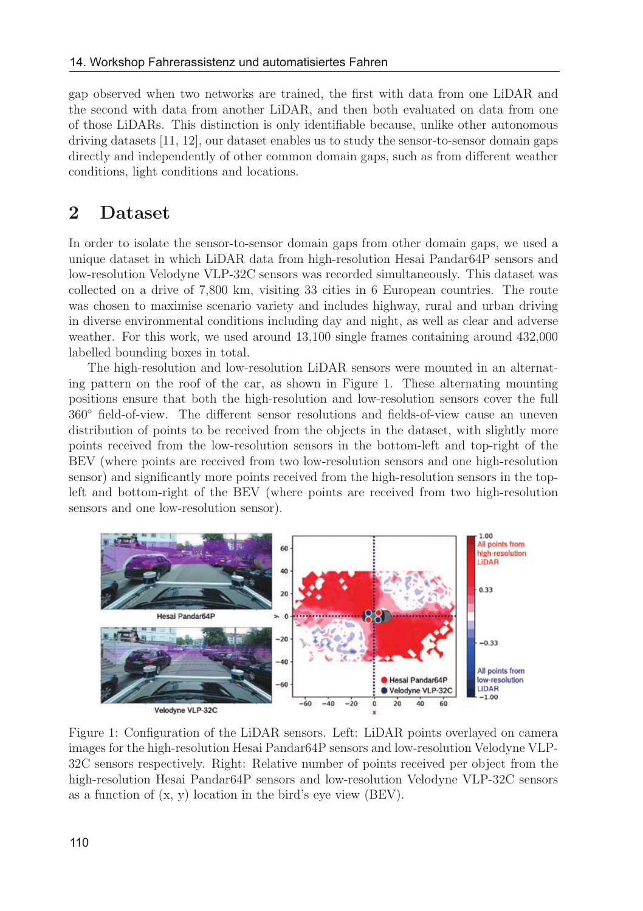gap observed when two networks are trained, the first with data from one LiDAR and the second with data from another LiDAR, and then both evaluated on data from one of those LiDARs. This distinction is only identifiable because, unlike other autonomous driving datasets [11, 12], our dataset enables us to study the sensor-to-sensor domain gaps directly and independently of other common domain gaps, such as from different weather conditions, light conditions and locations.

## 2 Dataset

In order to isolate the sensor-to-sensor domain gaps from other domain gaps, we used a unique dataset in which LiDAR data from high-resolution Hesai Pandar64P sensors and low-resolution Velodyne VLP-32C sensors was recorded simultaneously. This dataset was collected on a drive of 7,800 km, visiting 33 cities in 6 European countries. The route was chosen to maximise scenario variety and includes highway, rural and urban driving in diverse environmental conditions including day and night, as well as clear and adverse weather. For this work, we used around 13,100 single frames containing around 432,000 labelled bounding boxes in total.

The high-resolution and low-resolution LiDAR sensors were mounted in an alternating pattern on the roof of the car, as shown in Figure 1. These alternating mounting positions ensure that both the high-resolution and low-resolution sensors cover the full 360° field-of-view. The different sensor resolutions and fields-of-view cause an uneven distribution of points to be received from the objects in the dataset, with slightly more points received from the low-resolution sensors in the bottom-left and top-right of the BEV (where points are received from two low-resolution sensors and one high-resolution sensor) and significantly more points received from the high-resolution sensors in the top-left and bottom-right of the BEV (where points are received from two high-resolution sensors and one low-resolution sensor).

Figure 1: Configuration of the LiDAR sensors. Left: LiDAR points overlayed on camera images for the high-resolution Hesai Pandar64P sensors and low-resolution Velodyne VLP-32C sensors respectively. Right: Relative number of points received per object from the high-resolution Hesai Pandar64P sensors and low-resolution Velodyne VLP-32C sensors as a function of (x, y) location in the bird's eye view (BEV).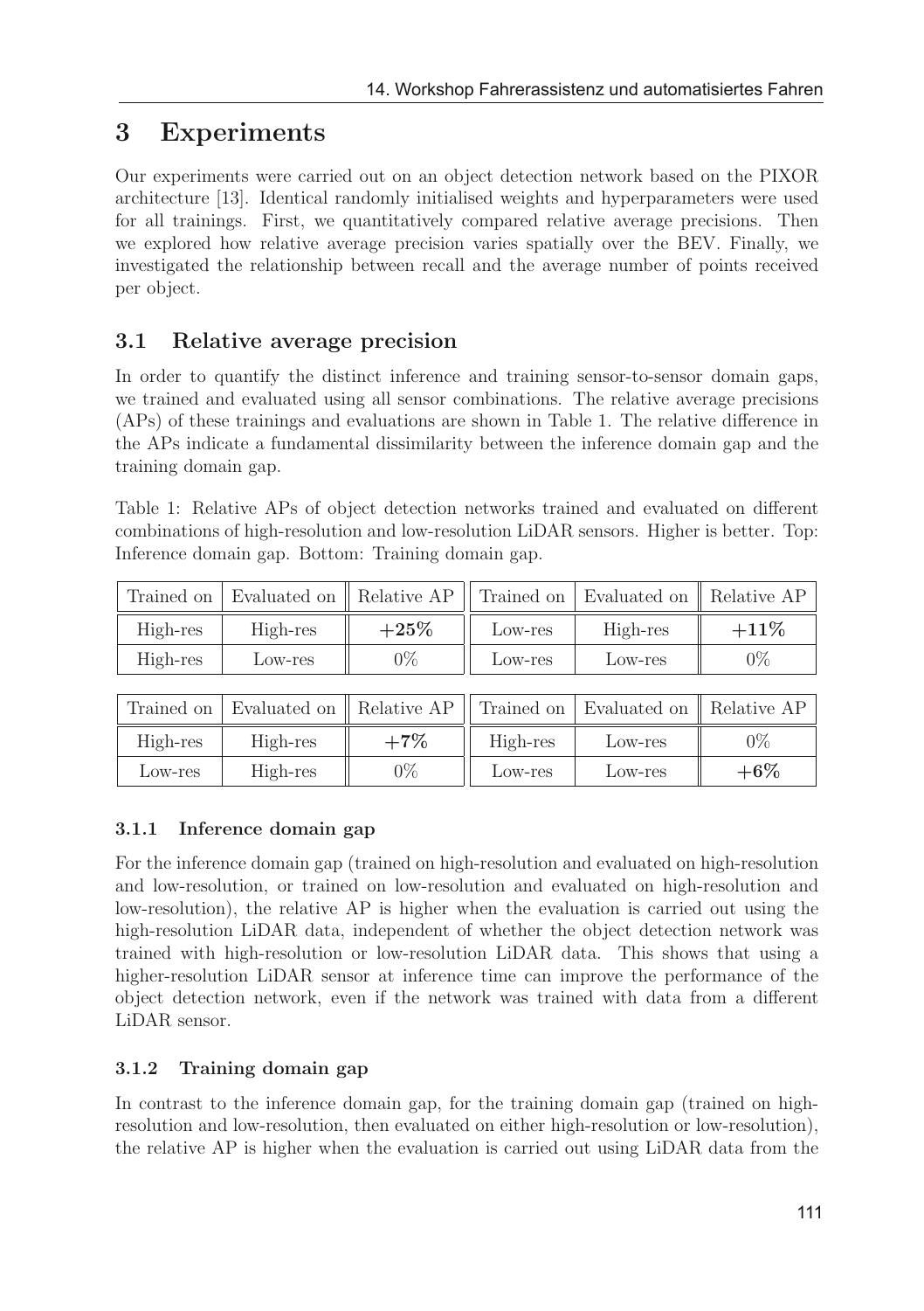# 3 Experiments

Our experiments were carried out on an object detection network based on the PIXOR architecture [13]. Identical randomly initialised weights and hyperparameters were used for all trainings. First, we quantitatively compared relative average precisions. Then we explored how relative average precision varies spatially over the BEV. Finally, we investigated the relationship between recall and the average number of points received per object.

## 3.1 Relative average precision

In order to quantify the distinct inference and training sensor-to-sensor domain gaps, we trained and evaluated using all sensor combinations. The relative average precisions (APs) of these trainings and evaluations are shown in Table 1. The relative difference in the APs indicate a fundamental dissimilarity between the inference domain gap and the training domain gap.

Table 1: Relative APs of object detection networks trained and evaluated on different combinations of high-resolution and low-resolution LiDAR sensors. Higher is better. Top: Inference domain gap. Bottom: Training domain gap.

| Trained on | Evaluated on | Relative AP | Trained on | Evaluated on | Relative AP |
|---|---|---|---|---|---|
| High-res | High-res | **+25%** | Low-res | High-res | **+11%** |
| High-res | Low-res | 0% | Low-res | Low-res | 0% |

| Trained on | Evaluated on | Relative AP | Trained on | Evaluated on | Relative AP |
|---|---|---|---|---|---|
| High-res | High-res | **+7%** | High-res | Low-res | 0% |
| Low-res | High-res | 0% | Low-res | Low-res | **+6%** |

### 3.1.1 Inference domain gap

For the inference domain gap (trained on high-resolution and evaluated on high-resolution and low-resolution, or trained on low-resolution and evaluated on high-resolution and low-resolution), the relative AP is higher when the evaluation is carried out using the high-resolution LiDAR data, independent of whether the object detection network was trained with high-resolution or low-resolution LiDAR data. This shows that using a higher-resolution LiDAR sensor at inference time can improve the performance of the object detection network, even if the network was trained with data from a different LiDAR sensor.

### 3.1.2 Training domain gap

In contrast to the inference domain gap, for the training domain gap (trained on high-resolution and low-resolution, then evaluated on either high-resolution or low-resolution), the relative AP is higher when the evaluation is carried out using LiDAR data from the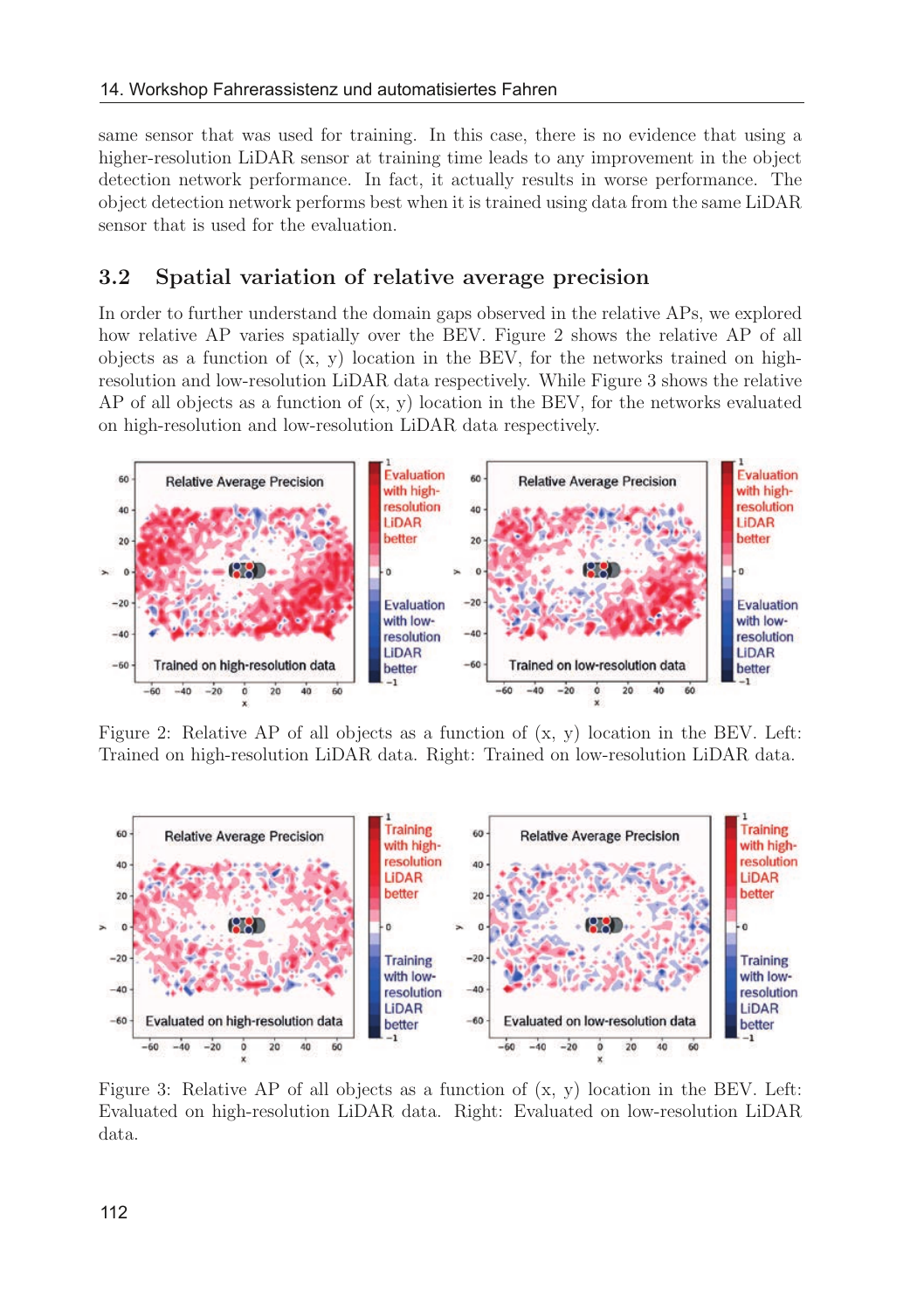same sensor that was used for training. In this case, there is no evidence that using a higher-resolution LiDAR sensor at training time leads to any improvement in the object detection network performance. In fact, it actually results in worse performance. The object detection network performs best when it is trained using data from the same LiDAR sensor that is used for the evaluation.

### 3.2 Spatial variation of relative average precision

In order to further understand the domain gaps observed in the relative APs, we explored how relative AP varies spatially over the BEV. Figure 2 shows the relative AP of all objects as a function of (x, y) location in the BEV, for the networks trained on high-resolution and low-resolution LiDAR data respectively. While Figure 3 shows the relative AP of all objects as a function of (x, y) location in the BEV, for the networks evaluated on high-resolution and low-resolution LiDAR data respectively.

Figure 2: Relative AP of all objects as a function of (x, y) location in the BEV. Left: Trained on high-resolution LiDAR data. Right: Trained on low-resolution LiDAR data.

Figure 3: Relative AP of all objects as a function of (x, y) location in the BEV. Left: Evaluated on high-resolution LiDAR data. Right: Evaluated on low-resolution LiDAR data.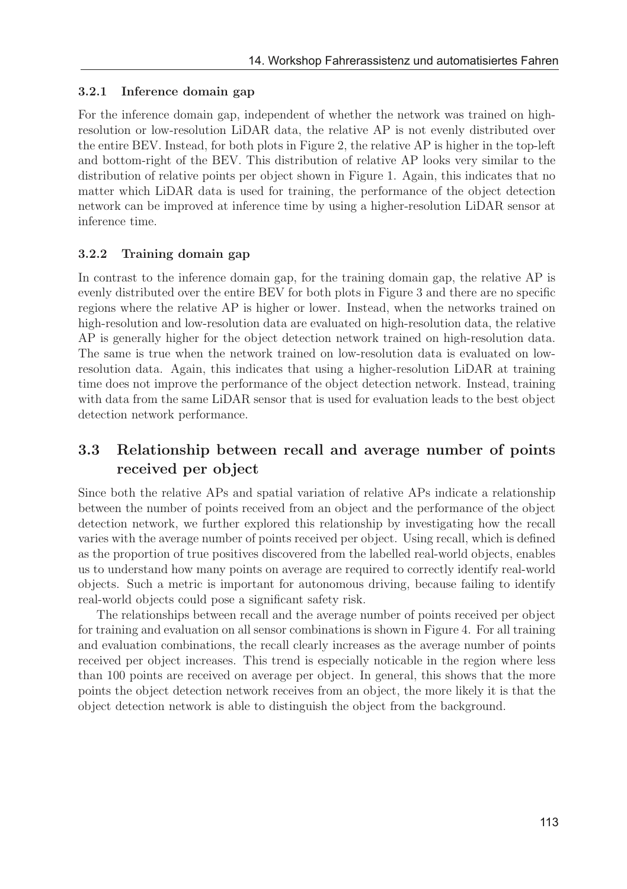#### 3.2.1 Inference domain gap

For the inference domain gap, independent of whether the network was trained on high-resolution or low-resolution LiDAR data, the relative AP is not evenly distributed over the entire BEV. Instead, for both plots in Figure 2, the relative AP is higher in the top-left and bottom-right of the BEV. This distribution of relative AP looks very similar to the distribution of relative points per object shown in Figure 1. Again, this indicates that no matter which LiDAR data is used for training, the performance of the object detection network can be improved at inference time by using a higher-resolution LiDAR sensor at inference time.

#### 3.2.2 Training domain gap

In contrast to the inference domain gap, for the training domain gap, the relative AP is evenly distributed over the entire BEV for both plots in Figure 3 and there are no specific regions where the relative AP is higher or lower. Instead, when the networks trained on high-resolution and low-resolution data are evaluated on high-resolution data, the relative AP is generally higher for the object detection network trained on high-resolution data. The same is true when the network trained on low-resolution data is evaluated on low-resolution data. Again, this indicates that using a higher-resolution LiDAR at training time does not improve the performance of the object detection network. Instead, training with data from the same LiDAR sensor that is used for evaluation leads to the best object detection network performance.

### 3.3 Relationship between recall and average number of points received per object

Since both the relative APs and spatial variation of relative APs indicate a relationship between the number of points received from an object and the performance of the object detection network, we further explored this relationship by investigating how the recall varies with the average number of points received per object. Using recall, which is defined as the proportion of true positives discovered from the labelled real-world objects, enables us to understand how many points on average are required to correctly identify real-world objects. Such a metric is important for autonomous driving, because failing to identify real-world objects could pose a significant safety risk.

The relationships between recall and the average number of points received per object for training and evaluation on all sensor combinations is shown in Figure 4. For all training and evaluation combinations, the recall clearly increases as the average number of points received per object increases. This trend is especially noticable in the region where less than 100 points are received on average per object. In general, this shows that the more points the object detection network receives from an object, the more likely it is that the object detection network is able to distinguish the object from the background.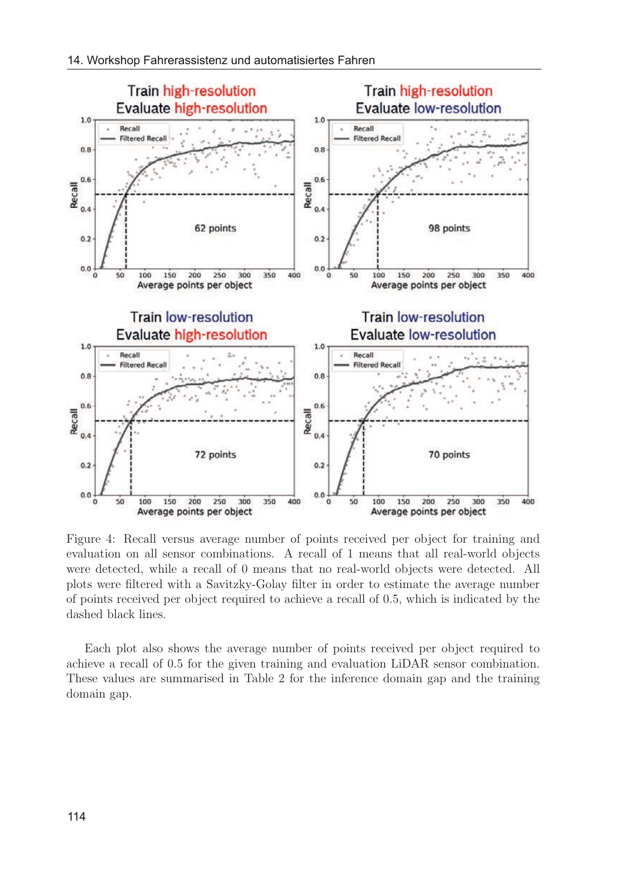Figure 4: Recall versus average number of points received per object for training and evaluation on all sensor combinations. A recall of 1 means that all real-world objects were detected, while a recall of 0 means that no real-world objects were detected. All plots were filtered with a Savitzky-Golay filter in order to estimate the average number of points received per object required to achieve a recall of 0.5, which is indicated by the dashed black lines.

Each plot also shows the average number of points received per object required to achieve a recall of 0.5 for the given training and evaluation LiDAR sensor combination. These values are summarised in Table 2 for the inference domain gap and the training domain gap.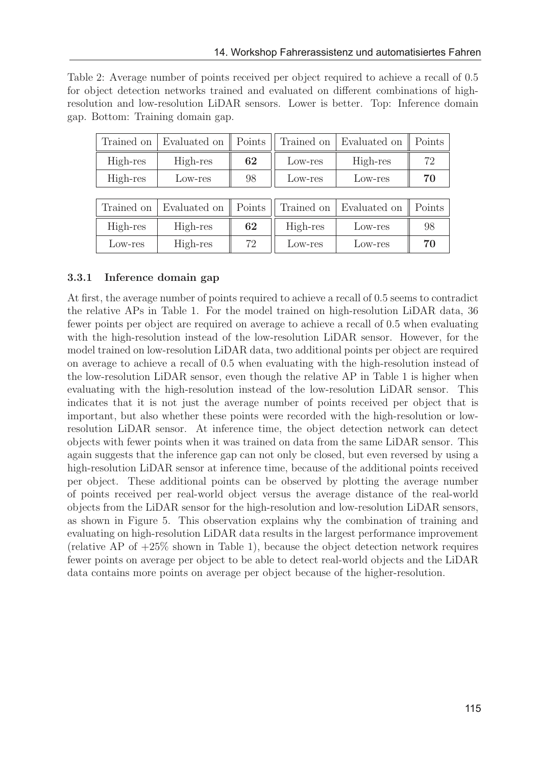Table 2: Average number of points received per object required to achieve a recall of 0.5 for object detection networks trained and evaluated on different combinations of high-resolution and low-resolution LiDAR sensors. Lower is better. Top: Inference domain gap. Bottom: Training domain gap.

| Trained on | Evaluated on | Points | Trained on | Evaluated on | Points |
|---|---|---|---|---|---|
| High-res | High-res | **62** | Low-res | High-res | 72 |
| High-res | Low-res | 98 | Low-res | Low-res | **70** |

| Trained on | Evaluated on | Points | Trained on | Evaluated on | Points |
|---|---|---|---|---|---|
| High-res | High-res | **62** | High-res | Low-res | 98 |
| Low-res | High-res | 72 | Low-res | Low-res | **70** |

### 3.3.1 Inference domain gap

At first, the average number of points required to achieve a recall of 0.5 seems to contradict the relative APs in Table 1. For the model trained on high-resolution LiDAR data, 36 fewer points per object are required on average to achieve a recall of 0.5 when evaluating with the high-resolution instead of the low-resolution LiDAR sensor. However, for the model trained on low-resolution LiDAR data, two additional points per object are required on average to achieve a recall of 0.5 when evaluating with the high-resolution instead of the low-resolution LiDAR sensor, even though the relative AP in Table 1 is higher when evaluating with the high-resolution instead of the low-resolution LiDAR sensor. This indicates that it is not just the average number of points received per object that is important, but also whether these points were recorded with the high-resolution or low-resolution LiDAR sensor. At inference time, the object detection network can detect objects with fewer points when it was trained on data from the same LiDAR sensor. This again suggests that the inference gap can not only be closed, but even reversed by using a high-resolution LiDAR sensor at inference time, because of the additional points received per object. These additional points can be observed by plotting the average number of points received per real-world object versus the average distance of the real-world objects from the LiDAR sensor for the high-resolution and low-resolution LiDAR sensors, as shown in Figure 5. This observation explains why the combination of training and evaluating on high-resolution LiDAR data results in the largest performance improvement (relative AP of +25% shown in Table 1), because the object detection network requires fewer points on average per object to be able to detect real-world objects and the LiDAR data contains more points on average per object because of the higher-resolution.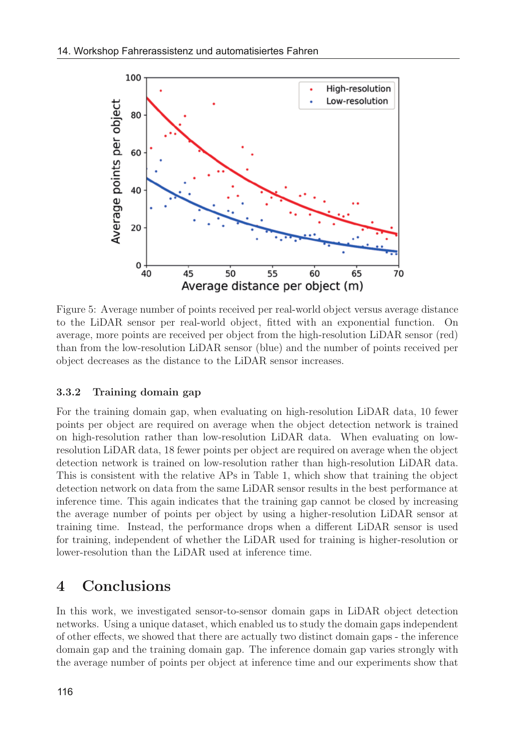Figure 5: Average number of points received per real-world object versus average distance to the LiDAR sensor per real-world object, fitted with an exponential function. On average, more points are received per object from the high-resolution LiDAR sensor (red) than from the low-resolution LiDAR sensor (blue) and the number of points received per object decreases as the distance to the LiDAR sensor increases.

### 3.3.2 Training domain gap

For the training domain gap, when evaluating on high-resolution LiDAR data, 10 fewer points per object are required on average when the object detection network is trained on high-resolution rather than low-resolution LiDAR data. When evaluating on low-resolution LiDAR data, 18 fewer points per object are required on average when the object detection network is trained on low-resolution rather than high-resolution LiDAR data. This is consistent with the relative APs in Table 1, which show that training the object detection network on data from the same LiDAR sensor results in the best performance at inference time. This again indicates that the training gap cannot be closed by increasing the average number of points per object by using a higher-resolution LiDAR sensor at training time. Instead, the performance drops when a different LiDAR sensor is used for training, independent of whether the LiDAR used for training is higher-resolution or lower-resolution than the LiDAR used at inference time.

## 4 Conclusions

In this work, we investigated sensor-to-sensor domain gaps in LiDAR object detection networks. Using a unique dataset, which enabled us to study the domain gaps independent of other effects, we showed that there are actually two distinct domain gaps - the inference domain gap and the training domain gap. The inference domain gap varies strongly with the average number of points per object at inference time and our experiments show that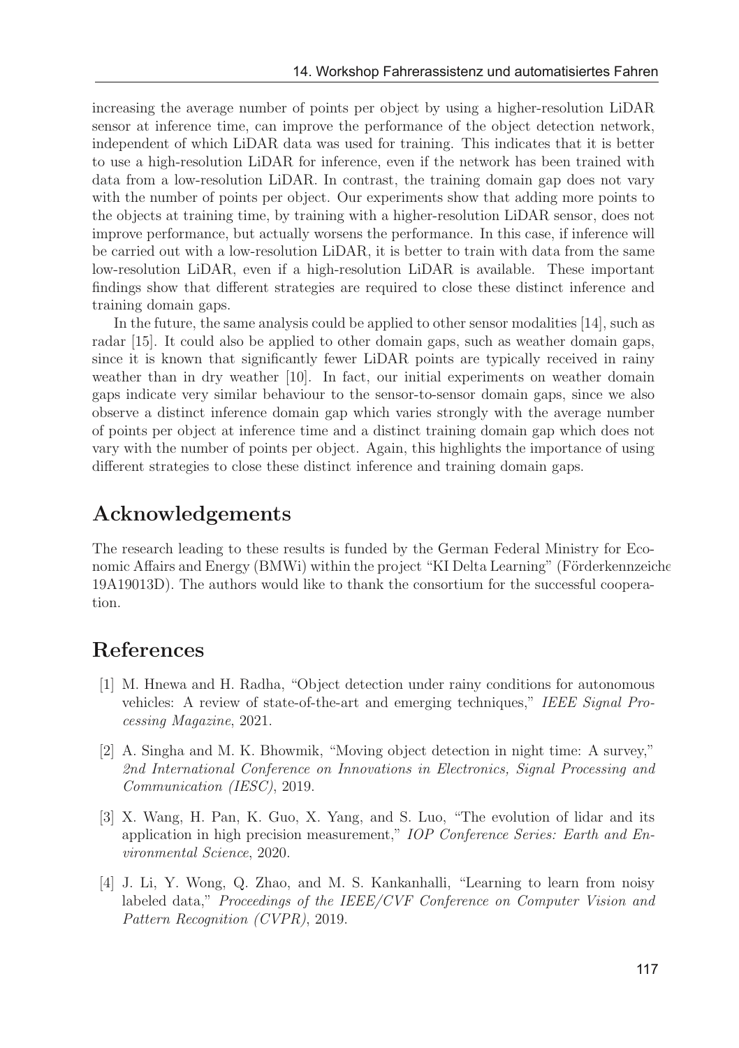increasing the average number of points per object by using a higher-resolution LiDAR sensor at inference time, can improve the performance of the object detection network, independent of which LiDAR data was used for training. This indicates that it is better to use a high-resolution LiDAR for inference, even if the network has been trained with data from a low-resolution LiDAR. In contrast, the training domain gap does not vary with the number of points per object. Our experiments show that adding more points to the objects at training time, by training with a higher-resolution LiDAR sensor, does not improve performance, but actually worsens the performance. In this case, if inference will be carried out with a low-resolution LiDAR, it is better to train with data from the same low-resolution LiDAR, even if a high-resolution LiDAR is available. These important findings show that different strategies are required to close these distinct inference and training domain gaps.

In the future, the same analysis could be applied to other sensor modalities [14], such as radar [15]. It could also be applied to other domain gaps, such as weather domain gaps, since it is known that significantly fewer LiDAR points are typically received in rainy weather than in dry weather [10]. In fact, our initial experiments on weather domain gaps indicate very similar behaviour to the sensor-to-sensor domain gaps, since we also observe a distinct inference domain gap which varies strongly with the average number of points per object at inference time and a distinct training domain gap which does not vary with the number of points per object. Again, this highlights the importance of using different strategies to close these distinct inference and training domain gaps.

## Acknowledgements

The research leading to these results is funded by the German Federal Ministry for Economic Affairs and Energy (BMWi) within the project "KI Delta Learning" (Förderkennzeiche 19A19013D). The authors would like to thank the consortium for the successful cooperation.

## References

[1] M. Hnewa and H. Radha, "Object detection under rainy conditions for autonomous vehicles: A review of state-of-the-art and emerging techniques," *IEEE Signal Processing Magazine*, 2021.

[2] A. Singha and M. K. Bhowmik, "Moving object detection in night time: A survey," *2nd International Conference on Innovations in Electronics, Signal Processing and Communication (IESC)*, 2019.

[3] X. Wang, H. Pan, K. Guo, X. Yang, and S. Luo, "The evolution of lidar and its application in high precision measurement," *IOP Conference Series: Earth and Environmental Science*, 2020.

[4] J. Li, Y. Wong, Q. Zhao, and M. S. Kankanhalli, "Learning to learn from noisy labeled data," *Proceedings of the IEEE/CVF Conference on Computer Vision and Pattern Recognition (CVPR)*, 2019.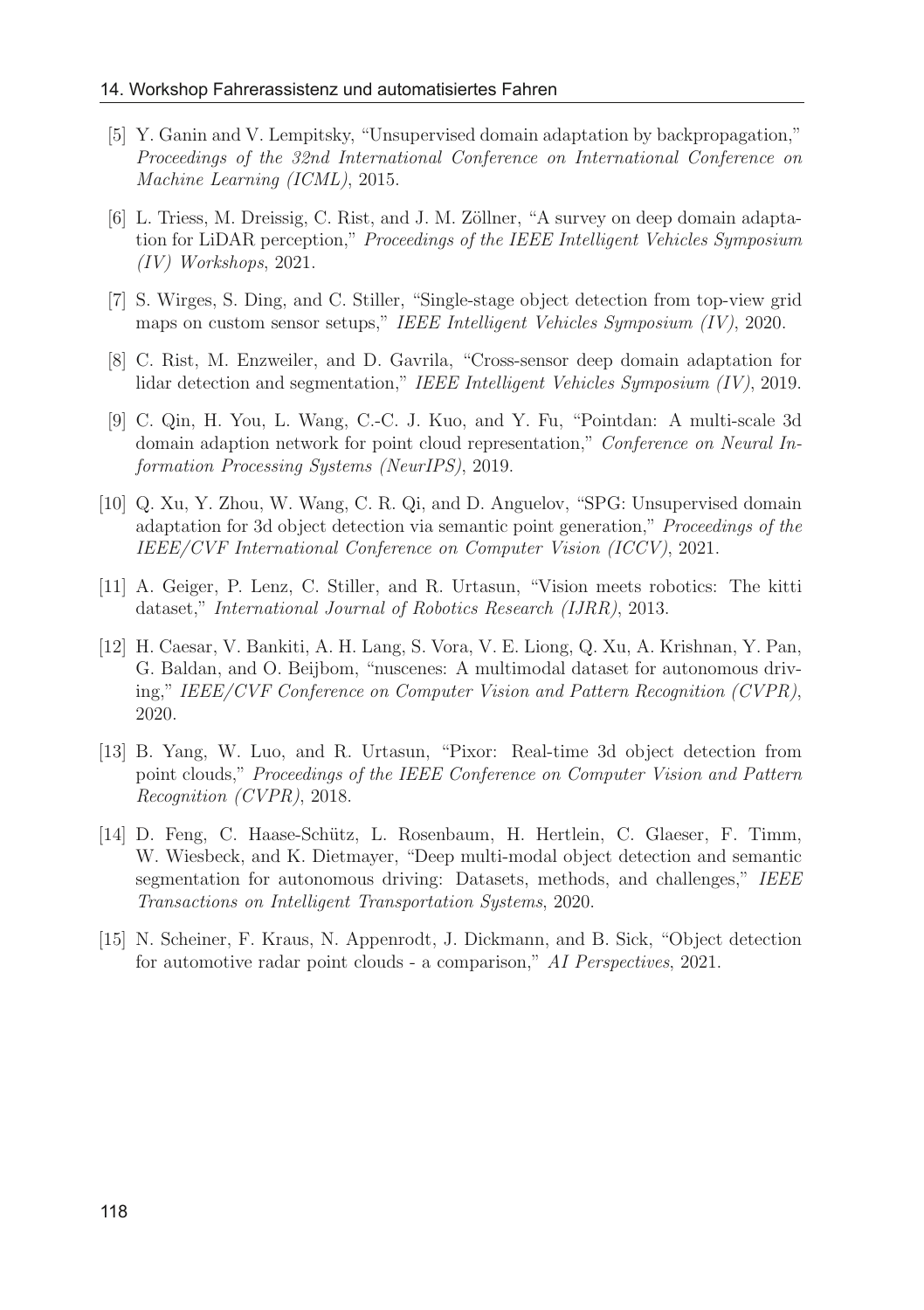[5] Y. Ganin and V. Lempitsky, "Unsupervised domain adaptation by backpropagation," *Proceedings of the 32nd International Conference on International Conference on Machine Learning (ICML)*, 2015.

[6] L. Triess, M. Dreissig, C. Rist, and J. M. Zöllner, "A survey on deep domain adaptation for LiDAR perception," *Proceedings of the IEEE Intelligent Vehicles Symposium (IV) Workshops*, 2021.

[7] S. Wirges, S. Ding, and C. Stiller, "Single-stage object detection from top-view grid maps on custom sensor setups," *IEEE Intelligent Vehicles Symposium (IV)*, 2020.

[8] C. Rist, M. Enzweiler, and D. Gavrila, "Cross-sensor deep domain adaptation for lidar detection and segmentation," *IEEE Intelligent Vehicles Symposium (IV)*, 2019.

[9] C. Qin, H. You, L. Wang, C.-C. J. Kuo, and Y. Fu, "Pointdan: A multi-scale 3d domain adaption network for point cloud representation," *Conference on Neural Information Processing Systems (NeurIPS)*, 2019.

[10] Q. Xu, Y. Zhou, W. Wang, C. R. Qi, and D. Anguelov, "SPG: Unsupervised domain adaptation for 3d object detection via semantic point generation," *Proceedings of the IEEE/CVF International Conference on Computer Vision (ICCV)*, 2021.

[11] A. Geiger, P. Lenz, C. Stiller, and R. Urtasun, "Vision meets robotics: The kitti dataset," *International Journal of Robotics Research (IJRR)*, 2013.

[12] H. Caesar, V. Bankiti, A. H. Lang, S. Vora, V. E. Liong, Q. Xu, A. Krishnan, Y. Pan, G. Baldan, and O. Beijbom, "nuscenes: A multimodal dataset for autonomous driving," *IEEE/CVF Conference on Computer Vision and Pattern Recognition (CVPR)*, 2020.

[13] B. Yang, W. Luo, and R. Urtasun, "Pixor: Real-time 3d object detection from point clouds," *Proceedings of the IEEE Conference on Computer Vision and Pattern Recognition (CVPR)*, 2018.

[14] D. Feng, C. Haase-Schütz, L. Rosenbaum, H. Hertlein, C. Glaeser, F. Timm, W. Wiesbeck, and K. Dietmayer, "Deep multi-modal object detection and semantic segmentation for autonomous driving: Datasets, methods, and challenges," *IEEE Transactions on Intelligent Transportation Systems*, 2020.

[15] N. Scheiner, F. Kraus, N. Appenrodt, J. Dickmann, and B. Sick, "Object detection for automotive radar point clouds - a comparison," *AI Perspectives*, 2021.